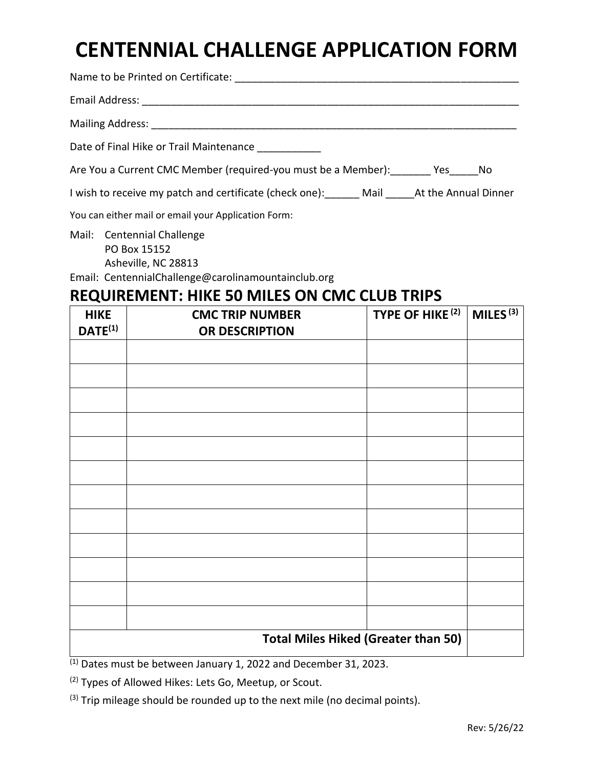# CENTENNIAL CHALLENGE APPLICATION FORM

Name to be Printed on Certificate: ___________________________________________________

Email Address: ____________________________________________________________________

Mailing Address: __________________________________________________________________

Date of Final Hike or Trail Maintenance ___________

Are You a Current CMC Member (required-you must be a Member):_______ Yes_____No

I wish to receive my patch and certificate (check one):______ Mail _____At the Annual Dinner

You can either mail or email your Application Form:

Mail: Centennial Challenge
PO Box 15152
Asheville, NC 28813

Email: CentennialChallenge@carolinamountainclub.org

## REQUIREMENT: HIKE 50 MILES ON CMC CLUB TRIPS

| HIKE DATE[1] | CMC TRIP NUMBER OR DESCRIPTION | TYPE OF HIKE [2] | MILES [3] |
|---|---|---|---|
| | | | |
| | | | |
| | | | |
| | | | |
| | | | |
| | | | |
| | | | |
| | | | |
| | | | |
| | | | |
| | | | |
| | | | |
| | | **Total Miles Hiked (Greater than 50)** | |

[1] Dates must be between January 1, 2022 and December 31, 2023.

[2] Types of Allowed Hikes: Lets Go, Meetup, or Scout.

[3] Trip mileage should be rounded up to the next mile (no decimal points).

Rev: 5/26/22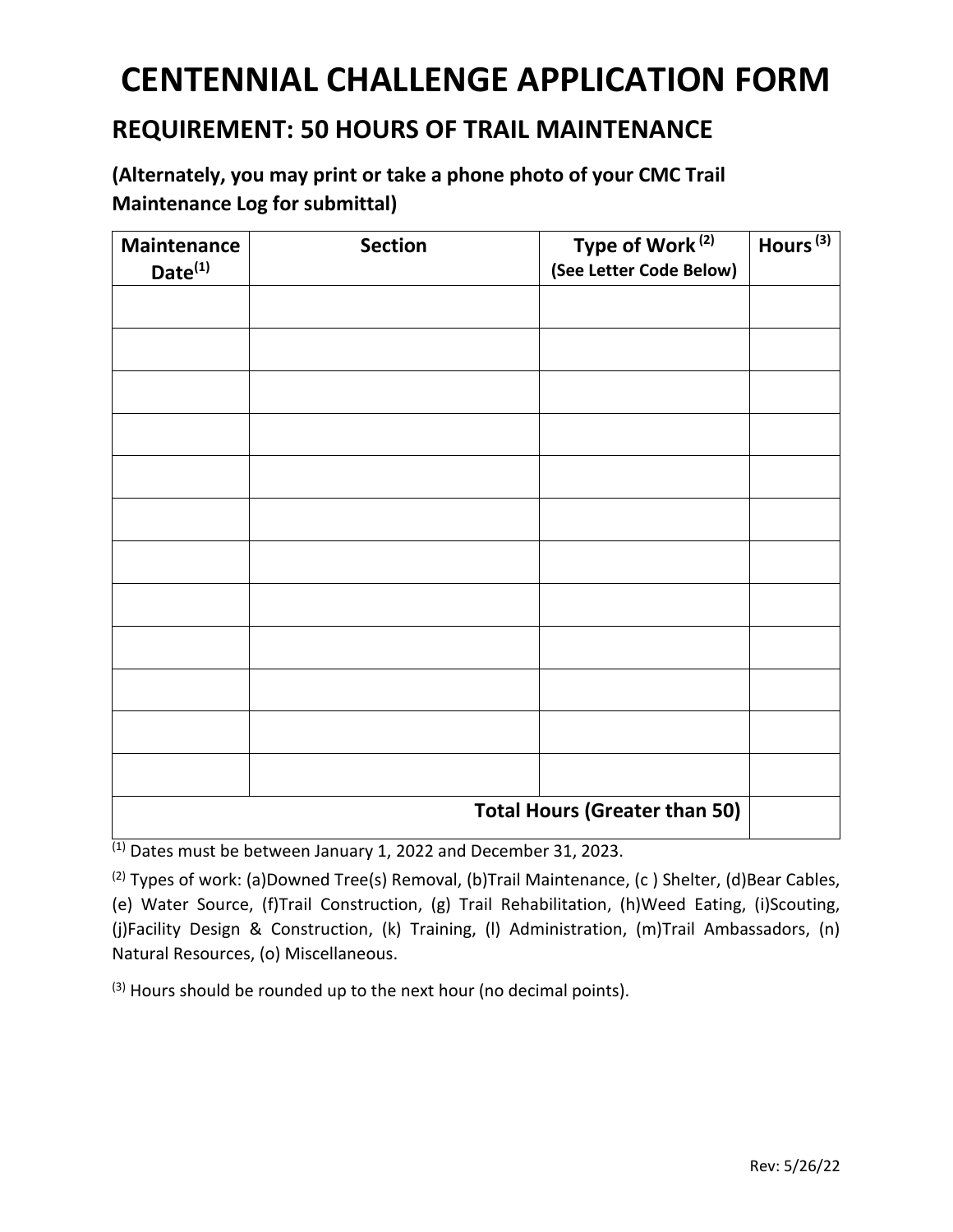# CENTENNIAL CHALLENGE APPLICATION FORM

## REQUIREMENT: 50 HOURS OF TRAIL MAINTENANCE

### (Alternately, you may print or take a phone photo of your CMC Trail Maintenance Log for submittal)

| Maintenance Date[1] | Section | Type of Work [2] (See Letter Code Below) | Hours [3] |
|---|---|---|---|
| | | | |
| | | | |
| | | | |
| | | | |
| | | | |
| | | | |
| | | | |
| | | | |
| | | | |
| | | | |
| | | | |
| | | | |
| | | **Total Hours (Greater than 50)** | |

[1] Dates must be between January 1, 2022 and December 31, 2023.

[2] Types of work: (a)Downed Tree(s) Removal, (b)Trail Maintenance, (c ) Shelter, (d)Bear Cables, (e) Water Source, (f)Trail Construction, (g) Trail Rehabilitation, (h)Weed Eating, (i)Scouting, (j)Facility Design & Construction, (k) Training, (l) Administration, (m)Trail Ambassadors, (n) Natural Resources, (o) Miscellaneous.

[3] Hours should be rounded up to the next hour (no decimal points).

Rev: 5/26/22